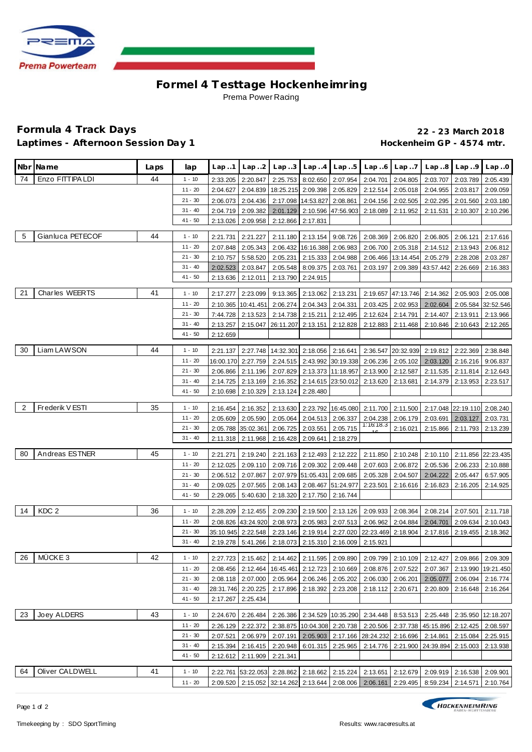# Formel 4 Testtage Hockenheimring

Prema Power Racing

**Formula 4 Track Days**
**Laptimes - Afternoon Session Day 1**

**22 - 23 March 2018**
**Hockenheim GP - 4574 mtr.**

| Nbr | Name | Laps | lap | Lap ..1 | Lap ..2 | Lap ..3 | Lap ..4 | Lap ..5 | Lap ..6 | Lap ..7 | Lap ..8 | Lap ..9 | Lap ..0 |
|---|---|---|---|---|---|---|---|---|---|---|---|---|---|
| 74 | Enzo FITTIPALDI | 44 | 1 - 10 | 2:33.205 | 2:20.847 | 2:25.753 | 8:02.650 | 2:07.954 | 2:04.701 | 2:04.805 | 2:03.707 | 2:03.789 | 2:05.439 |
| | | | 11 - 20 | 2:04.627 | 2:04.839 | 18:25.215 | 2:09.398 | 2:05.829 | 2:12.514 | 2:05.018 | 2:04.955 | 2:03.817 | 2:09.059 |
| | | | 21 - 30 | 2:06.073 | 2:04.436 | 2:17.098 | 14:53.827 | 2:08.861 | 2:04.156 | 2:02.505 | 2:02.295 | 2:01.560 | 2:03.180 |
| | | | 31 - 40 | 2:04.719 | 2:09.382 | 2:01.129 | 2:10.596 | 47:56.903 | 2:18.089 | 2:11.952 | 2:11.531 | 2:10.307 | 2:10.296 |
| | | | 41 - 50 | 2:13.026 | 2:09.958 | 2:12.866 | 2:17.831 | | | | | | |
| 5 | Gianluca PETECOF | 44 | 1 - 10 | 2:21.731 | 2:21.227 | 2:11.180 | 2:13.154 | 9:08.726 | 2:08.369 | 2:06.820 | 2:06.805 | 2:06.121 | 2:17.616 |
| | | | 11 - 20 | 2:07.848 | 2:05.343 | 2:06.432 | 16:16.388 | 2:06.983 | 2:06.700 | 2:05.318 | 2:14.512 | 2:13.943 | 2:06.812 |
| | | | 21 - 30 | 2:10.757 | 5:58.520 | 2:05.231 | 2:15.333 | 2:04.988 | 2:06.466 | 13:14.454 | 2:05.279 | 2:28.208 | 2:03.287 |
| | | | 31 - 40 | 2:02.523 | 2:03.847 | 2:05.548 | 8:09.375 | 2:03.761 | 2:03.197 | 2:09.389 | 43:57.442 | 2:26.669 | 2:16.383 |
| | | | 41 - 50 | 2:13.636 | 2:12.011 | 2:13.790 | 2:24.915 | | | | | | |
| 21 | Charles WEERTS | 41 | 1 - 10 | 2:17.277 | 2:23.099 | 9:13.365 | 2:13.062 | 2:13.231 | 2:19.657 | 47:13.746 | 2:14.362 | 2:05.903 | 2:05.008 |
| | | | 11 - 20 | 2:10.365 | 10:41.451 | 2:06.274 | 2:04.343 | 2:04.331 | 2:03.425 | 2:02.953 | 2:02.604 | 2:05.584 | 32:52.546 |
| | | | 21 - 30 | 7:44.728 | 2:13.523 | 2:14.738 | 2:15.211 | 2:12.495 | 2:12.624 | 2:14.791 | 2:14.407 | 2:13.911 | 2:13.966 |
| | | | 31 - 40 | 2:13.257 | 2:15.047 | 26:11.207 | 2:13.151 | 2:12.828 | 2:12.883 | 2:11.468 | 2:10.846 | 2:10.643 | 2:12.265 |
| | | | 41 - 50 | 2:12.659 | | | | | | | | | |
| 30 | Liam LAWSON | 44 | 1 - 10 | 2:21.137 | 2:27.748 | 14:32.301 | 2:18.056 | 2:16.641 | 2:36.547 | 20:32.939 | 2:19.812 | 2:22.369 | 2:38.848 |
| | | | 11 - 20 | 16:00.170 | 2:27.759 | 2:24.515 | 2:43.992 | 30:19.338 | 2:06.236 | 2:05.102 | 2:03.120 | 2:16.216 | 9:06.837 |
| | | | 21 - 30 | 2:06.866 | 2:11.196 | 2:07.829 | 2:13.373 | 11:18.957 | 2:13.900 | 2:12.587 | 2:11.535 | 2:11.814 | 2:12.643 |
| | | | 31 - 40 | 2:14.725 | 2:13.169 | 2:16.352 | 2:14.615 | 23:50.012 | 2:13.620 | 2:13.681 | 2:14.379 | 2:13.953 | 2:23.517 |
| | | | 41 - 50 | 2:10.698 | 2:10.329 | 2:13.124 | 2:28.480 | | | | | | |
| 2 | Frederik VESTI | 35 | 1 - 10 | 2:16.454 | 2:16.352 | 2:13.630 | 2:23.792 | 16:45.080 | 2:11.700 | 2:11.500 | 2:17.048 | 22:19.110 | 2:08.240 |
| | | | 11 - 20 | 2:05.609 | 2:05.590 | 2:05.064 | 2:04.513 | 2:06.337 | 2:04.238 | 2:06.179 | 2:03.691 | 2:03.127 | 2:03.731 |
| | | | 21 - 30 | 2:05.788 | 35:02.361 | 2:06.725 | 2:03.551 | 2:05.715 | 1:16:18.316 | 2:16.021 | 2:15.866 | 2:11.793 | 2:13.239 |
| | | | 31 - 40 | 2:11.318 | 2:11.968 | 2:16.428 | 2:09.641 | 2:18.279 | | | | | |
| 80 | Andreas ESTNER | 45 | 1 - 10 | 2:21.271 | 2:19.240 | 2:21.163 | 2:12.493 | 2:12.222 | 2:11.850 | 2:10.248 | 2:10.110 | 2:11.856 | 22:23.435 |
| | | | 11 - 20 | 2:12.025 | 2:09.110 | 2:09.716 | 2:09.302 | 2:09.448 | 2:07.603 | 2:06.872 | 2:05.536 | 2:06.233 | 2:10.888 |
| | | | 21 - 30 | 2:06.512 | 2:07.867 | 2:07.979 | 51:05.431 | 2:09.685 | 2:05.328 | 2:04.507 | 2:04.222 | 2:05.447 | 6:57.905 |
| | | | 31 - 40 | 2:09.025 | 2:07.565 | 2:08.143 | 2:08.467 | 51:24.977 | 2:23.501 | 2:16.616 | 2:16.823 | 2:16.205 | 2:14.925 |
| | | | 41 - 50 | 2:29.065 | 5:40.630 | 2:18.320 | 2:17.750 | 2:16.744 | | | | | |
| 14 | KDC 2 | 36 | 1 - 10 | 2:28.209 | 2:12.455 | 2:09.230 | 2:19.500 | 2:13.126 | 2:09.933 | 2:08.364 | 2:08.214 | 2:07.501 | 2:11.718 |
| | | | 11 - 20 | 2:08.826 | 43:24.920 | 2:08.973 | 2:05.983 | 2:07.513 | 2:06.962 | 2:04.884 | 2:04.701 | 2:09.634 | 2:10.043 |
| | | | 21 - 30 | 35:10.945 | 2:22.548 | 2:23.146 | 2:19.914 | 2:27.020 | 22:23.469 | 2:18.904 | 2:17.816 | 2:19.455 | 2:18.362 |
| | | | 31 - 40 | 2:19.278 | 5:41.266 | 2:18.073 | 2:15.310 | 2:16.009 | 2:15.921 | | | | |
| 26 | MÜCKE 3 | 42 | 1 - 10 | 2:27.723 | 2:15.462 | 2:14.462 | 2:11.595 | 2:09.890 | 2:09.799 | 2:10.109 | 2:12.427 | 2:09.866 | 2:09.309 |
| | | | 11 - 20 | 2:08.456 | 2:12.464 | 16:45.461 | 2:12.723 | 2:10.669 | 2:08.876 | 2:07.522 | 2:07.367 | 2:13.990 | 19:21.450 |
| | | | 21 - 30 | 2:08.118 | 2:07.000 | 2:05.964 | 2:06.246 | 2:05.202 | 2:06.030 | 2:06.201 | 2:05.077 | 2:06.094 | 2:16.774 |
| | | | 31 - 40 | 28:31.746 | 2:20.225 | 2:17.896 | 2:18.392 | 2:23.208 | 2:18.112 | 2:20.671 | 2:20.809 | 2:16.648 | 2:16.264 |
| | | | 41 - 50 | 2:17.267 | 2:25.434 | | | | | | | | |
| 23 | Joey ALDERS | 43 | 1 - 10 | 2:24.670 | 2:26.484 | 2:26.386 | 2:34.529 | 10:35.290 | 2:34.448 | 8:53.513 | 2:25.448 | 2:35.950 | 12:18.207 |
| | | | 11 - 20 | 2:26.129 | 2:22.372 | 2:38.875 | 10:04.308 | 2:20.738 | 2:20.506 | 2:37.738 | 45:15.896 | 2:12.425 | 2:08.597 |
| | | | 21 - 30 | 2:07.521 | 2:06.979 | 2:07.191 | 2:05.903 | 2:17.166 | 28:24.232 | 2:16.696 | 2:14.861 | 2:15.084 | 2:25.915 |
| | | | 31 - 40 | 2:15.394 | 2:16.415 | 2:20.948 | 6:01.315 | 2:25.965 | 2:14.776 | 2:21.900 | 24:39.894 | 2:15.003 | 2:13.938 |
| | | | 41 - 50 | 2:12.612 | 2:11.909 | 2:21.341 | | | | | | | |
| 64 | Oliver CALDWELL | 41 | 1 - 10 | 2:22.761 | 53:22.053 | 2:28.862 | 2:18.662 | 2:15.224 | 2:13.651 | 2:12.679 | 2:09.919 | 2:16.538 | 2:09.901 |
| | | | 11 - 20 | 2:09.520 | 2:15.052 | 32:14.262 | 2:13.644 | 2:08.006 | 2:06.161 | 2:29.495 | 8:59.234 | 2:14.571 | 2:10.764 |

Timekeeping by : SDO SportTiming

Results: www.raceresults.at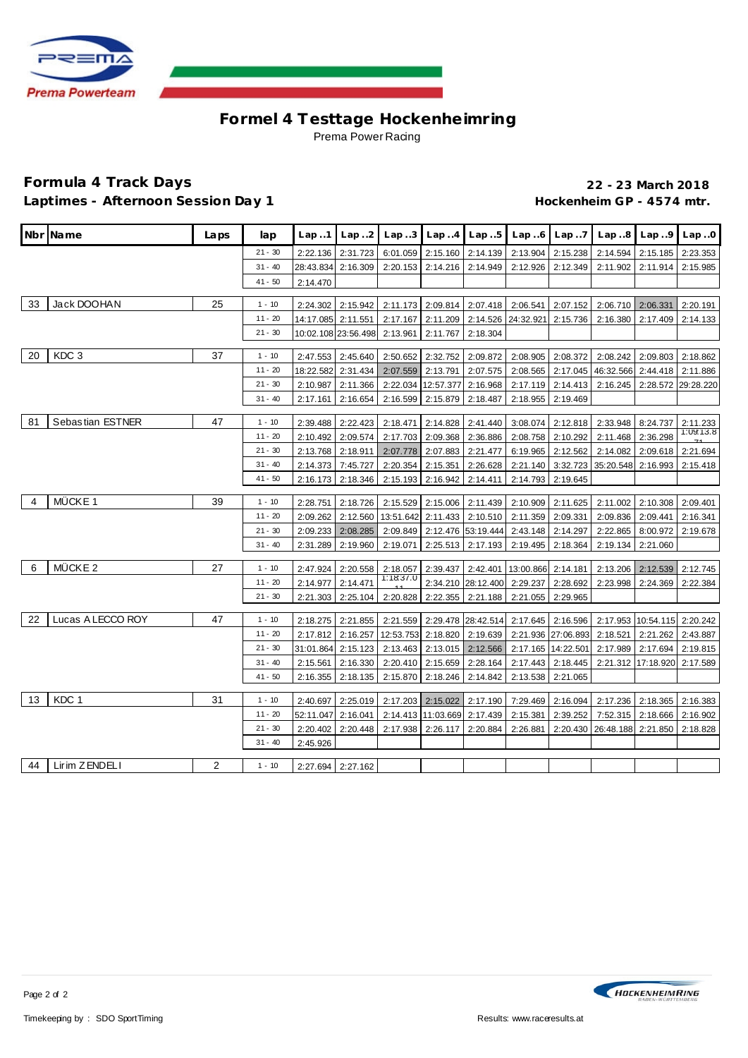Prema Powerteam

# Formel 4 Testtage Hockenheimring

Prema Power Racing

**Formula 4 Track Days**
**Laptimes - Afternoon Session Day 1**

**22 - 23 March 2018**
**Hockenheim GP - 4574 mtr.**

| Nbr | Name | Laps | lap | Lap ..1 | Lap ..2 | Lap ..3 | Lap ..4 | Lap ..5 | Lap ..6 | Lap ..7 | Lap ..8 | Lap ..9 | Lap ..0 |
|---|---|---|---|---|---|---|---|---|---|---|---|---|---|
| | | | 21 - 30 | 2:22.136 | 2:31.723 | 6:01.059 | 2:15.160 | 2:14.139 | 2:13.904 | 2:15.238 | 2:14.594 | 2:15.185 | 2:23.353 |
| | | | 31 - 40 | 28:43.834 | 2:16.309 | 2:20.153 | 2:14.216 | 2:14.949 | 2:12.926 | 2:12.349 | 2:11.902 | 2:11.914 | 2:15.985 |
| | | | 41 - 50 | 2:14.470 | | | | | | | | | |
| 33 | Jack DOOHAN | 25 | 1 - 10 | 2:24.302 | 2:15.942 | 2:11.173 | 2:09.814 | 2:07.418 | 2:06.541 | 2:07.152 | 2:06.710 | 2:06.331 | 2:20.191 |
| | | | 11 - 20 | 14:17.085 | 2:11.551 | 2:17.167 | 2:11.209 | 2:14.526 | 24:32.921 | 2:15.736 | 2:16.380 | 2:17.409 | 2:14.133 |
| | | | 21 - 30 | 10:02.108 | 23:56.498 | 2:13.961 | 2:11.767 | 2:18.304 | | | | | |
| 20 | KDC 3 | 37 | 1 - 10 | 2:47.553 | 2:45.640 | 2:50.652 | 2:32.752 | 2:09.872 | 2:08.905 | 2:08.372 | 2:08.242 | 2:09.803 | 2:18.862 |
| | | | 11 - 20 | 18:22.582 | 2:31.434 | 2:07.559 | 2:13.791 | 2:07.575 | 2:08.565 | 2:17.045 | 46:32.566 | 2:44.418 | 2:11.886 |
| | | | 21 - 30 | 2:10.987 | 2:11.366 | 2:22.034 | 12:57.377 | 2:16.968 | 2:17.119 | 2:14.413 | 2:16.245 | 2:28.572 | 29:28.220 |
| | | | 31 - 40 | 2:17.161 | 2:16.654 | 2:16.599 | 2:15.879 | 2:18.487 | 2:18.955 | 2:19.469 | | | |
| 81 | Sebastian ESTNER | 47 | 1 - 10 | 2:39.488 | 2:22.423 | 2:18.471 | 2:14.828 | 2:41.440 | 3:08.074 | 2:12.818 | 2:33.948 | 8:24.737 | 2:11.233 |
| | | | 11 - 20 | 2:10.492 | 2:09.574 | 2:17.703 | 2:09.368 | 2:36.886 | 2:08.758 | 2:10.292 | 2:11.468 | 2:36.298 | 1:09:13.871 |
| | | | 21 - 30 | 2:13.768 | 2:18.911 | 2:07.778 | 2:07.883 | 2:21.477 | 6:19.965 | 2:12.562 | 2:14.082 | 2:09.618 | 2:21.694 |
| | | | 31 - 40 | 2:14.373 | 7:45.727 | 2:20.354 | 2:15.351 | 2:26.628 | 2:21.140 | 3:32.723 | 35:20.548 | 2:16.993 | 2:15.418 |
| | | | 41 - 50 | 2:16.173 | 2:18.346 | 2:15.193 | 2:16.942 | 2:14.411 | 2:14.793 | 2:19.645 | | | |
| 4 | MÜCKE 1 | 39 | 1 - 10 | 2:28.751 | 2:18.726 | 2:15.529 | 2:15.006 | 2:11.439 | 2:10.909 | 2:11.625 | 2:11.002 | 2:10.308 | 2:09.401 |
| | | | 11 - 20 | 2:09.262 | 2:12.560 | 13:51.642 | 2:11.433 | 2:10.510 | 2:11.359 | 2:09.331 | 2:09.836 | 2:09.441 | 2:16.341 |
| | | | 21 - 30 | 2:09.233 | 2:08.285 | 2:09.849 | 2:12.476 | 53:19.444 | 2:43.148 | 2:14.297 | 2:22.865 | 8:00.972 | 2:19.678 |
| | | | 31 - 40 | 2:31.289 | 2:19.960 | 2:19.071 | 2:25.513 | 2:17.193 | 2:19.495 | 2:18.364 | 2:19.134 | 2:21.060 | |
| 6 | MÜCKE 2 | 27 | 1 - 10 | 2:47.924 | 2:20.558 | 2:18.057 | 2:39.437 | 2:42.401 | 13:00.866 | 2:14.181 | 2:13.206 | 2:12.539 | 2:12.745 |
| | | | 11 - 20 | 2:14.977 | 2:14.471 | 1:18:37.011 | 2:34.210 | 28:12.400 | 2:29.237 | 2:28.692 | 2:23.998 | 2:24.369 | 2:22.384 |
| | | | 21 - 30 | 2:21.303 | 2:25.104 | 2:20.828 | 2:22.355 | 2:21.188 | 2:21.055 | 2:29.965 | | | |
| 22 | Lucas ALECCO ROY | 47 | 1 - 10 | 2:18.275 | 2:21.855 | 2:21.559 | 2:29.478 | 28:42.514 | 2:17.645 | 2:16.596 | 2:17.953 | 10:54.115 | 2:20.242 |
| | | | 11 - 20 | 2:17.812 | 2:16.257 | 12:53.753 | 2:18.820 | 2:19.639 | 2:21.936 | 27:06.893 | 2:18.521 | 2:21.262 | 2:43.887 |
| | | | 21 - 30 | 31:01.864 | 2:15.123 | 2:13.463 | 2:13.015 | 2:12.566 | 2:17.165 | 14:22.501 | 2:17.989 | 2:17.694 | 2:19.815 |
| | | | 31 - 40 | 2:15.561 | 2:16.330 | 2:20.410 | 2:15.659 | 2:28.164 | 2:17.443 | 2:18.445 | 2:21.312 | 17:18.920 | 2:17.589 |
| | | | 41 - 50 | 2:16.355 | 2:18.135 | 2:15.870 | 2:18.246 | 2:14.842 | 2:13.538 | 2:21.065 | | | |
| 13 | KDC 1 | 31 | 1 - 10 | 2:40.697 | 2:25.019 | 2:17.203 | 2:15.022 | 2:17.190 | 7:29.469 | 2:16.094 | 2:17.236 | 2:18.365 | 2:16.383 |
| | | | 11 - 20 | 52:11.047 | 2:16.041 | 2:14.413 | 11:03.669 | 2:17.439 | 2:15.381 | 2:39.252 | 7:52.315 | 2:18.666 | 2:16.902 |
| | | | 21 - 30 | 2:20.402 | 2:20.448 | 2:17.938 | 2:26.117 | 2:20.884 | 2:26.881 | 2:20.430 | 26:48.188 | 2:21.850 | 2:18.828 |
| | | | 31 - 40 | 2:45.926 | | | | | | | | | |
| 44 | Lirim ZENDELI | 2 | 1 - 10 | 2:27.694 | 2:27.162 | | | | | | | | |

Timekeeping by : SDO SportTiming

Results: www.raceresults.at